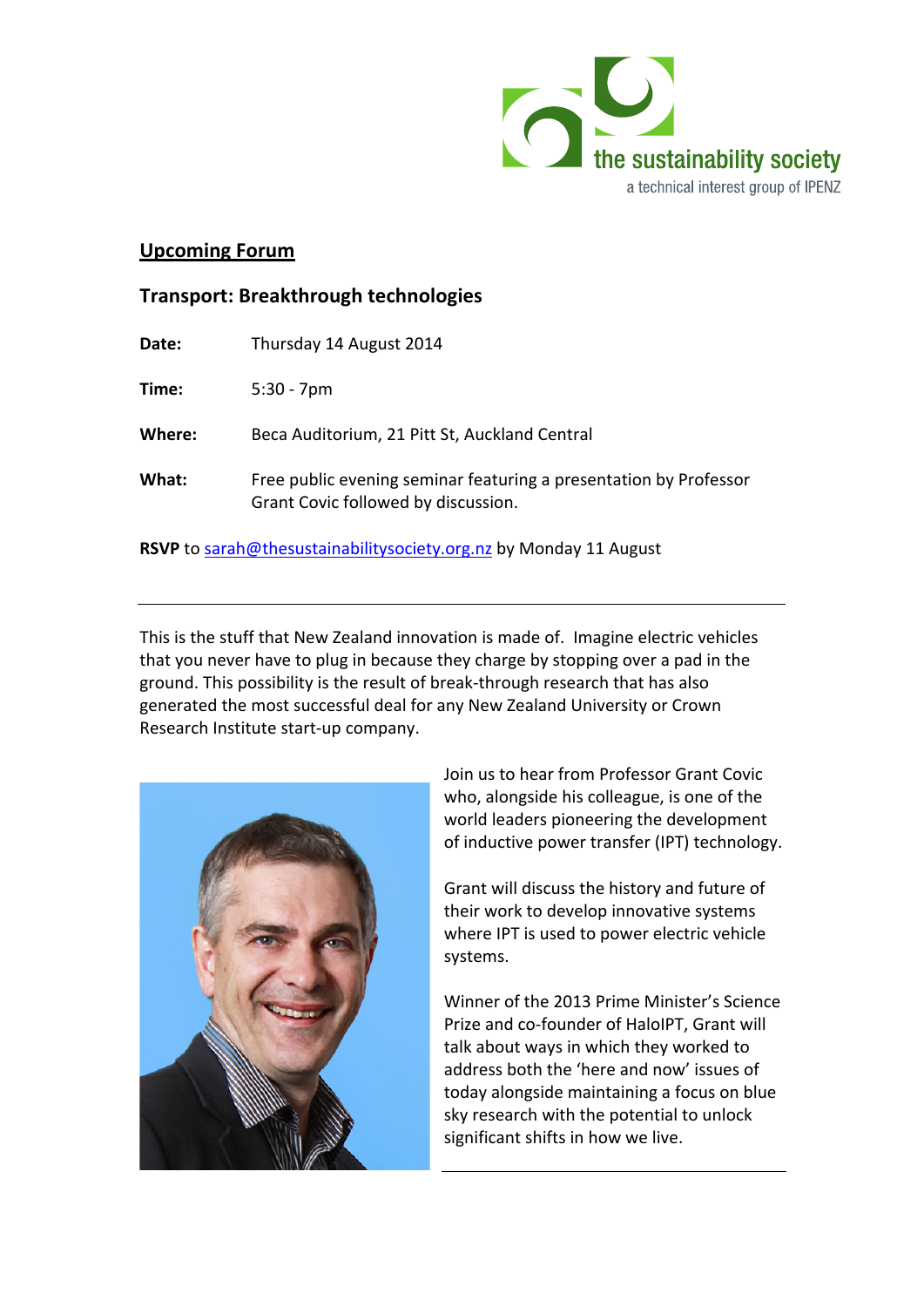the sustainability society

a technical interest group of IPENZ

## Upcoming Forum

### Transport: Breakthrough technologies

**Date:** Thursday 14 August 2014

**Time:** 5:30 - 7pm

**Where:** Beca Auditorium, 21 Pitt St, Auckland Central

**What:** Free public evening seminar featuring a presentation by Professor Grant Covic followed by discussion.

**RSVP** to sarah@thesustainabilitysociety.org.nz by Monday 11 August

---

This is the stuff that New Zealand innovation is made of. Imagine electric vehicles that you never have to plug in because they charge by stopping over a pad in the ground. This possibility is the result of break-through research that has also generated the most successful deal for any New Zealand University or Crown Research Institute start-up company.

Join us to hear from Professor Grant Covic who, alongside his colleague, is one of the world leaders pioneering the development of inductive power transfer (IPT) technology.

Grant will discuss the history and future of their work to develop innovative systems where IPT is used to power electric vehicle systems.

Winner of the 2013 Prime Minister's Science Prize and co-founder of HaloIPT, Grant will talk about ways in which they worked to address both the 'here and now' issues of today alongside maintaining a focus on blue sky research with the potential to unlock significant shifts in how we live.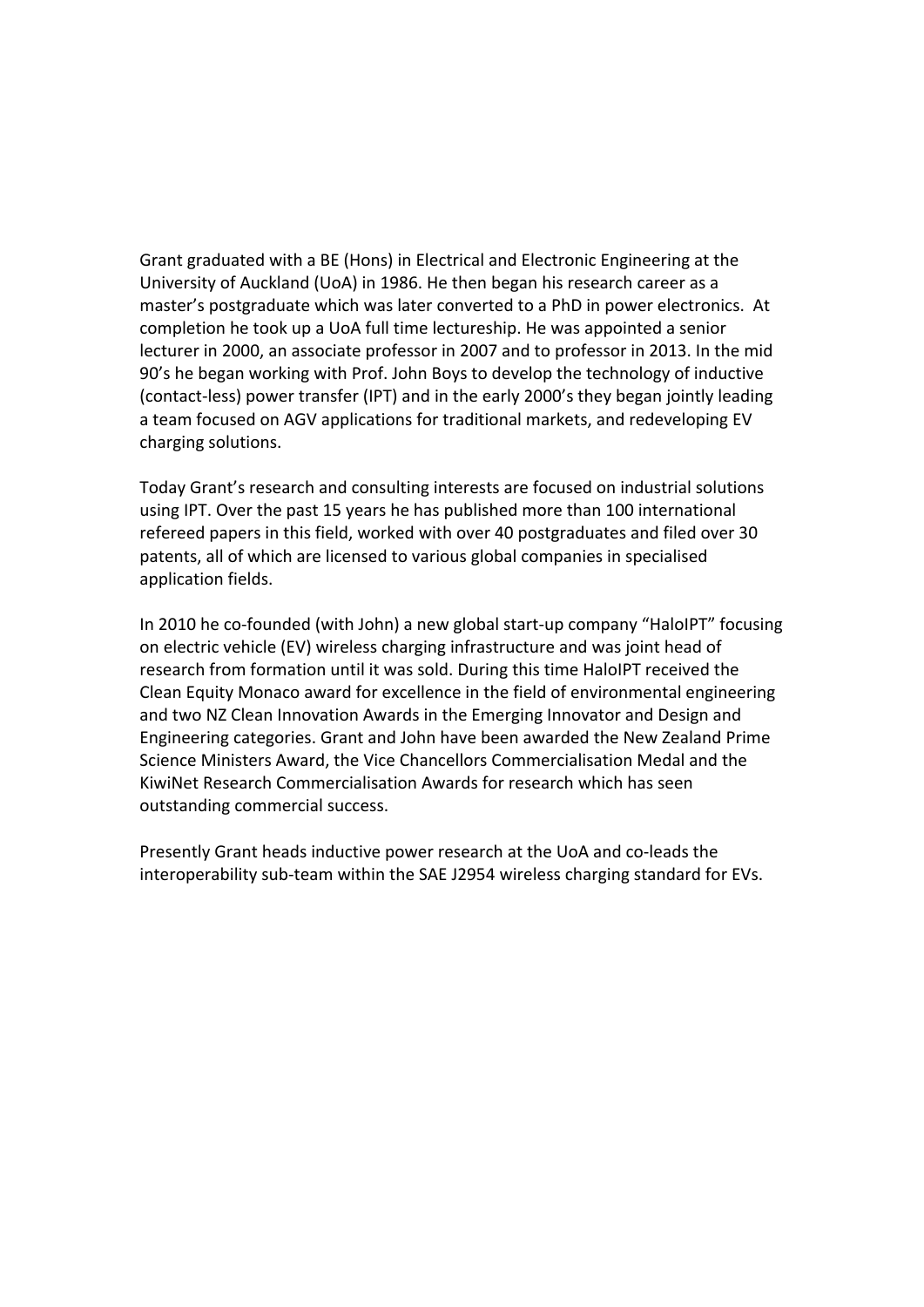Grant graduated with a BE (Hons) in Electrical and Electronic Engineering at the University of Auckland (UoA) in 1986. He then began his research career as a master's postgraduate which was later converted to a PhD in power electronics. At completion he took up a UoA full time lectureship. He was appointed a senior lecturer in 2000, an associate professor in 2007 and to professor in 2013. In the mid 90's he began working with Prof. John Boys to develop the technology of inductive (contact-less) power transfer (IPT) and in the early 2000's they began jointly leading a team focused on AGV applications for traditional markets, and redeveloping EV charging solutions.

Today Grant's research and consulting interests are focused on industrial solutions using IPT. Over the past 15 years he has published more than 100 international refereed papers in this field, worked with over 40 postgraduates and filed over 30 patents, all of which are licensed to various global companies in specialised application fields.

In 2010 he co-founded (with John) a new global start-up company "HaloIPT" focusing on electric vehicle (EV) wireless charging infrastructure and was joint head of research from formation until it was sold. During this time HaloIPT received the Clean Equity Monaco award for excellence in the field of environmental engineering and two NZ Clean Innovation Awards in the Emerging Innovator and Design and Engineering categories. Grant and John have been awarded the New Zealand Prime Science Ministers Award, the Vice Chancellors Commercialisation Medal and the KiwiNet Research Commercialisation Awards for research which has seen outstanding commercial success.

Presently Grant heads inductive power research at the UoA and co-leads the interoperability sub-team within the SAE J2954 wireless charging standard for EVs.